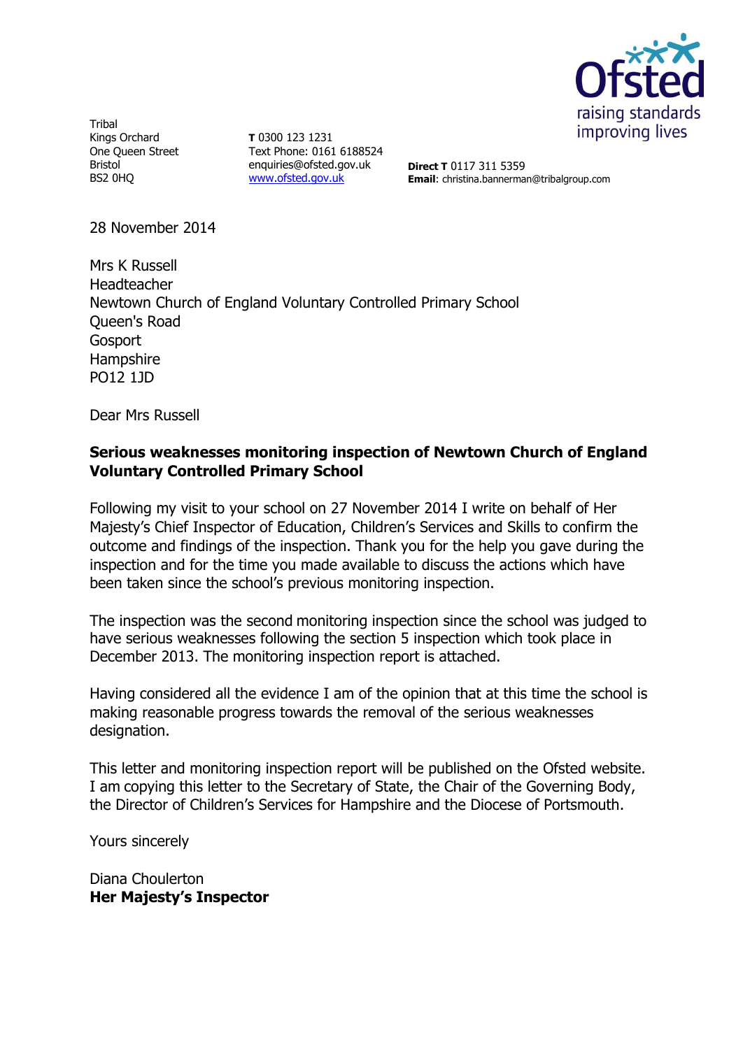Tribal
Kings Orchard
One Queen Street
Bristol
BS2 0HQ

**T** 0300 123 1231
Text Phone: 0161 6188524
enquiries@ofsted.gov.uk
www.ofsted.gov.uk

**Direct T** 0117 311 5359
**Email**: christina.bannerman@tribalgroup.com

28 November 2014

Mrs K Russell
Headteacher
Newtown Church of England Voluntary Controlled Primary School
Queen's Road
Gosport
Hampshire
PO12 1JD

Dear Mrs Russell

**Serious weaknesses monitoring inspection of Newtown Church of England Voluntary Controlled Primary School**

Following my visit to your school on 27 November 2014 I write on behalf of Her Majesty's Chief Inspector of Education, Children's Services and Skills to confirm the outcome and findings of the inspection. Thank you for the help you gave during the inspection and for the time you made available to discuss the actions which have been taken since the school's previous monitoring inspection.

The inspection was the second monitoring inspection since the school was judged to have serious weaknesses following the section 5 inspection which took place in December 2013. The monitoring inspection report is attached.

Having considered all the evidence I am of the opinion that at this time the school is making reasonable progress towards the removal of the serious weaknesses designation.

This letter and monitoring inspection report will be published on the Ofsted website. I am copying this letter to the Secretary of State, the Chair of the Governing Body, the Director of Children's Services for Hampshire and the Diocese of Portsmouth.

Yours sincerely

Diana Choulerton
**Her Majesty's Inspector**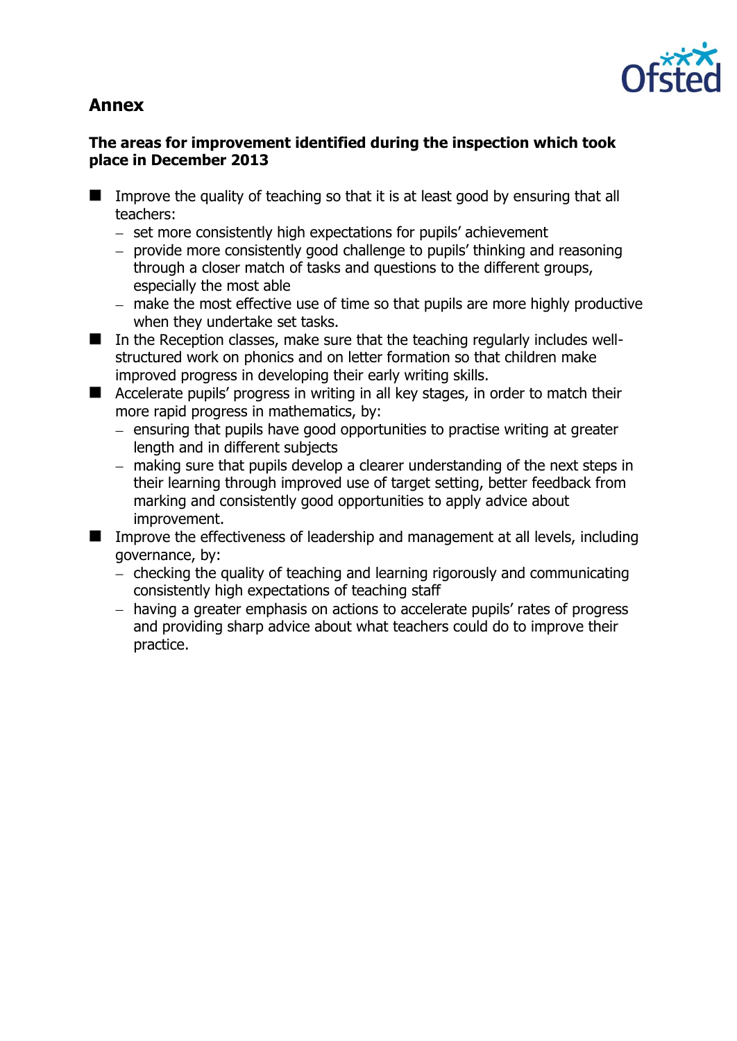## Annex

### The areas for improvement identified during the inspection which took place in December 2013

- Improve the quality of teaching so that it is at least good by ensuring that all teachers:
  - set more consistently high expectations for pupils' achievement
  - provide more consistently good challenge to pupils' thinking and reasoning through a closer match of tasks and questions to the different groups, especially the most able
  - make the most effective use of time so that pupils are more highly productive when they undertake set tasks.
- In the Reception classes, make sure that the teaching regularly includes well-structured work on phonics and on letter formation so that children make improved progress in developing their early writing skills.
- Accelerate pupils' progress in writing in all key stages, in order to match their more rapid progress in mathematics, by:
  - ensuring that pupils have good opportunities to practise writing at greater length and in different subjects
  - making sure that pupils develop a clearer understanding of the next steps in their learning through improved use of target setting, better feedback from marking and consistently good opportunities to apply advice about improvement.
- Improve the effectiveness of leadership and management at all levels, including governance, by:
  - checking the quality of teaching and learning rigorously and communicating consistently high expectations of teaching staff
  - having a greater emphasis on actions to accelerate pupils' rates of progress and providing sharp advice about what teachers could do to improve their practice.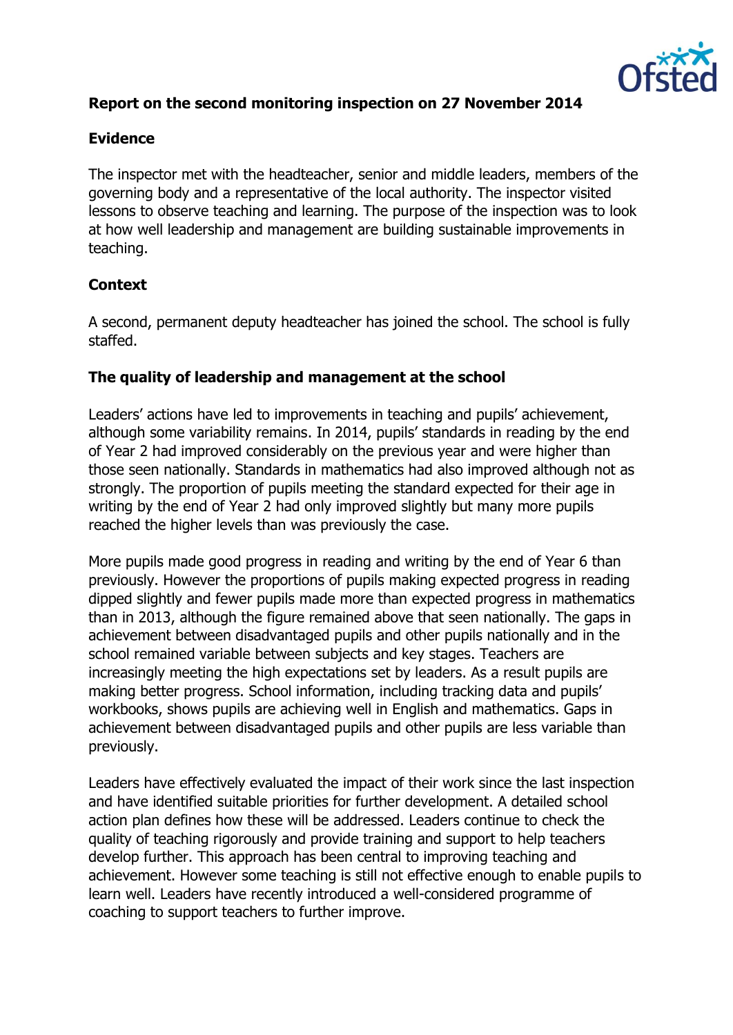**Report on the second monitoring inspection on 27 November 2014**

**Evidence**

The inspector met with the headteacher, senior and middle leaders, members of the governing body and a representative of the local authority. The inspector visited lessons to observe teaching and learning. The purpose of the inspection was to look at how well leadership and management are building sustainable improvements in teaching.

**Context**

A second, permanent deputy headteacher has joined the school. The school is fully staffed.

**The quality of leadership and management at the school**

Leaders' actions have led to improvements in teaching and pupils' achievement, although some variability remains. In 2014, pupils' standards in reading by the end of Year 2 had improved considerably on the previous year and were higher than those seen nationally. Standards in mathematics had also improved although not as strongly. The proportion of pupils meeting the standard expected for their age in writing by the end of Year 2 had only improved slightly but many more pupils reached the higher levels than was previously the case.

More pupils made good progress in reading and writing by the end of Year 6 than previously. However the proportions of pupils making expected progress in reading dipped slightly and fewer pupils made more than expected progress in mathematics than in 2013, although the figure remained above that seen nationally. The gaps in achievement between disadvantaged pupils and other pupils nationally and in the school remained variable between subjects and key stages. Teachers are increasingly meeting the high expectations set by leaders. As a result pupils are making better progress. School information, including tracking data and pupils' workbooks, shows pupils are achieving well in English and mathematics. Gaps in achievement between disadvantaged pupils and other pupils are less variable than previously.

Leaders have effectively evaluated the impact of their work since the last inspection and have identified suitable priorities for further development. A detailed school action plan defines how these will be addressed. Leaders continue to check the quality of teaching rigorously and provide training and support to help teachers develop further. This approach has been central to improving teaching and achievement. However some teaching is still not effective enough to enable pupils to learn well. Leaders have recently introduced a well-considered programme of coaching to support teachers to further improve.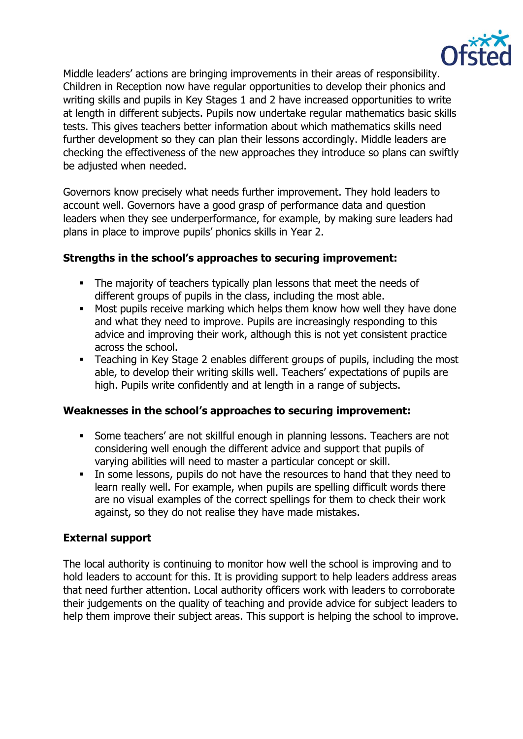Middle leaders' actions are bringing improvements in their areas of responsibility. Children in Reception now have regular opportunities to develop their phonics and writing skills and pupils in Key Stages 1 and 2 have increased opportunities to write at length in different subjects. Pupils now undertake regular mathematics basic skills tests. This gives teachers better information about which mathematics skills need further development so they can plan their lessons accordingly. Middle leaders are checking the effectiveness of the new approaches they introduce so plans can swiftly be adjusted when needed.

Governors know precisely what needs further improvement. They hold leaders to account well. Governors have a good grasp of performance data and question leaders when they see underperformance, for example, by making sure leaders had plans in place to improve pupils' phonics skills in Year 2.

**Strengths in the school's approaches to securing improvement:**

- The majority of teachers typically plan lessons that meet the needs of different groups of pupils in the class, including the most able.
- Most pupils receive marking which helps them know how well they have done and what they need to improve. Pupils are increasingly responding to this advice and improving their work, although this is not yet consistent practice across the school.
- Teaching in Key Stage 2 enables different groups of pupils, including the most able, to develop their writing skills well. Teachers' expectations of pupils are high. Pupils write confidently and at length in a range of subjects.

**Weaknesses in the school's approaches to securing improvement:**

- Some teachers' are not skillful enough in planning lessons. Teachers are not considering well enough the different advice and support that pupils of varying abilities will need to master a particular concept or skill.
- In some lessons, pupils do not have the resources to hand that they need to learn really well. For example, when pupils are spelling difficult words there are no visual examples of the correct spellings for them to check their work against, so they do not realise they have made mistakes.

**External support**

The local authority is continuing to monitor how well the school is improving and to hold leaders to account for this. It is providing support to help leaders address areas that need further attention. Local authority officers work with leaders to corroborate their judgements on the quality of teaching and provide advice for subject leaders to help them improve their subject areas. This support is helping the school to improve.